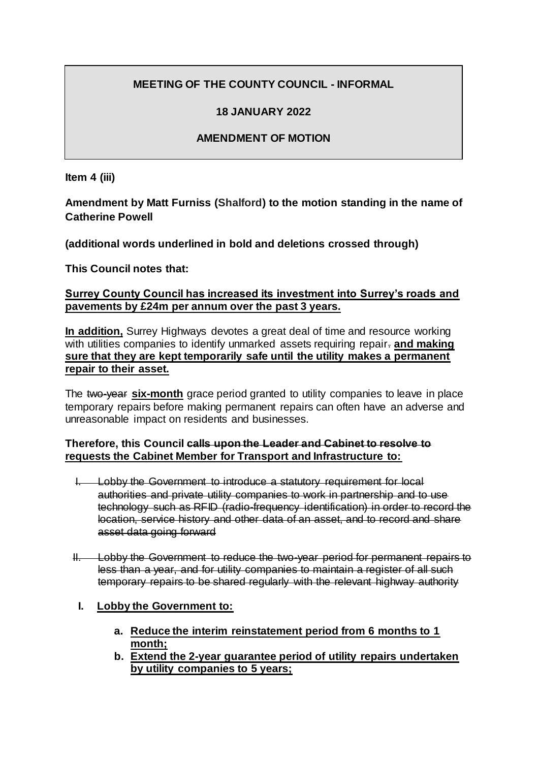**MEETING OF THE COUNTY COUNCIL - INFORMAL**

**18 JANUARY 2022**

**AMENDMENT OF MOTION**

**Item 4 (iii)**

**Amendment by Matt Furniss (Shalford) to the motion standing in the name of Catherine Powell**

**(additional words underlined in bold and deletions crossed through)**

**This Council notes that:**

<u>**Surrey County Council has increased its investment into Surrey's roads and pavements by £24m per annum over the past 3 years.**</u>

<u>**In addition,**</u> Surrey Highways devotes a great deal of time and resource working with utilities companies to identify unmarked assets requiring repair~~.~~ <u>**and making sure that they are kept temporarily safe until the utility makes a permanent repair to their asset.**</u>

The ~~two-year~~ <u>**six-month**</u> grace period granted to utility companies to leave in place temporary repairs before making permanent repairs can often have an adverse and unreasonable impact on residents and businesses.

**Therefore, this Council ~~calls upon the Leader and Cabinet to resolve to~~ <u>requests the Cabinet Member for Transport and Infrastructure to:</u>**

I. ~~Lobby the Government to introduce a statutory requirement for local authorities and private utility companies to work in partnership and to use technology such as RFID (radio-frequency identification) in order to record the location, service history and other data of an asset, and to record and share asset data going forward~~

II. ~~Lobby the Government to reduce the two-year period for permanent repairs to less than a year, and for utility companies to maintain a register of all such temporary repairs to be shared regularly with the relevant highway authority~~

**I.** <u>**Lobby the Government to:**</u>

   a. <u>**Reduce the interim reinstatement period from 6 months to 1 month;**</u>
   b. <u>**Extend the 2-year guarantee period of utility repairs undertaken by utility companies to 5 years;**</u>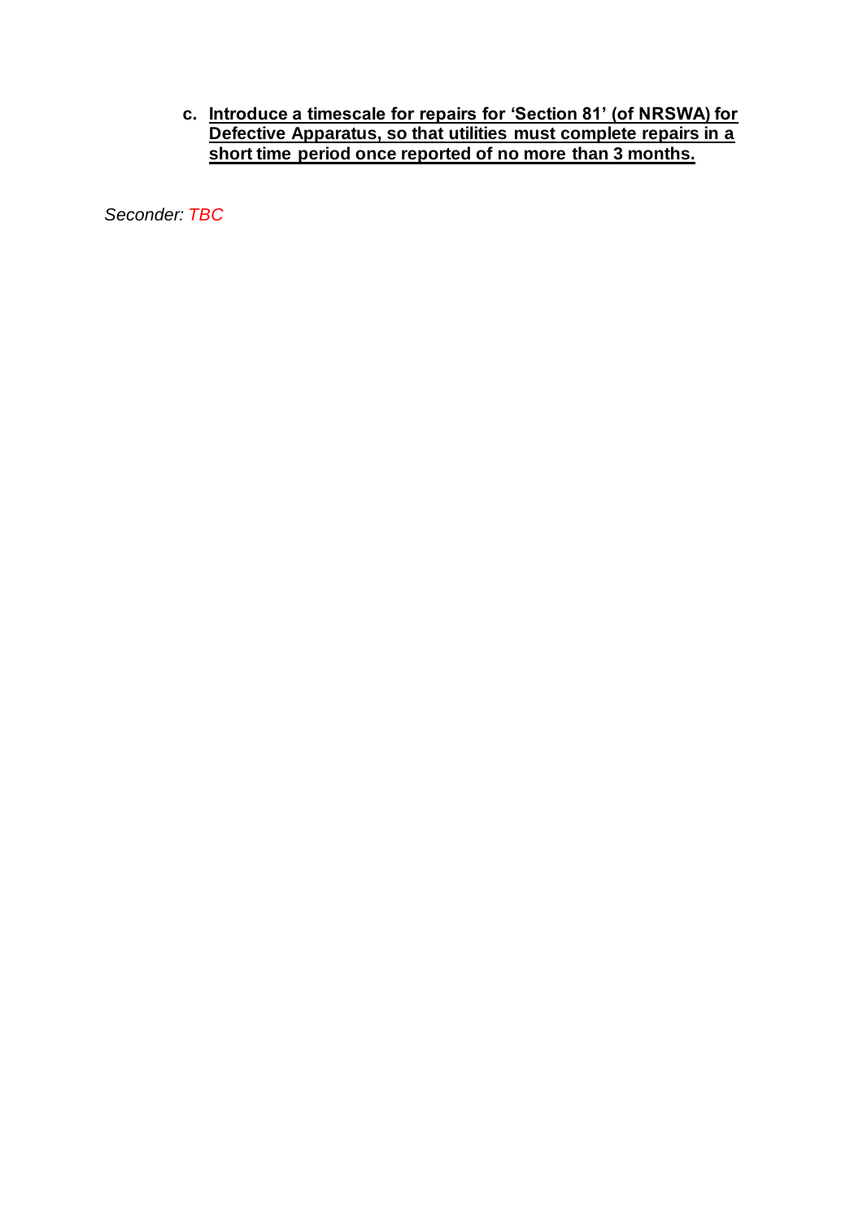c. **<u>Introduce a timescale for repairs for 'Section 81' (of NRSWA) for Defective Apparatus, so that utilities must complete repairs in a short time period once reported of no more than 3 months.</u>**

*Seconder: TBC*